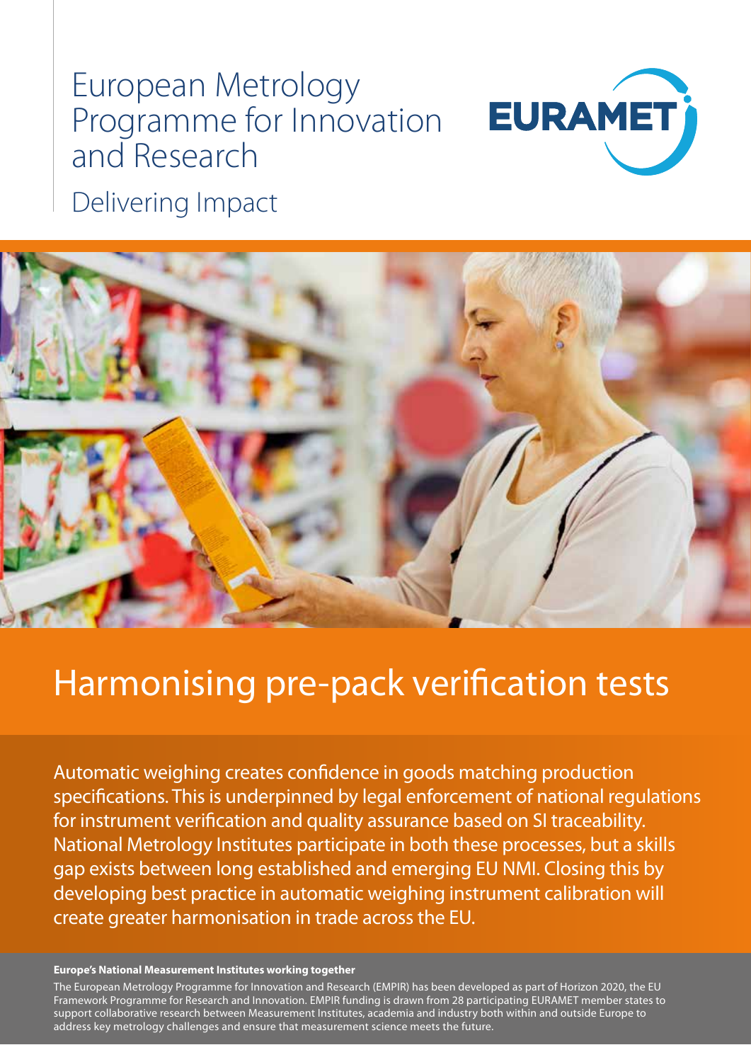European Metrology Programme for Innovation and Research

Delivering Impact

# Harmonising pre-pack verification tests

Automatic weighing creates confidence in goods matching production specifications. This is underpinned by legal enforcement of national regulations for instrument verification and quality assurance based on SI traceability. National Metrology Institutes participate in both these processes, but a skills gap exists between long established and emerging EU NMI. Closing this by developing best practice in automatic weighing instrument calibration will create greater harmonisation in trade across the EU.

**Europe's National Measurement Institutes working together**

The European Metrology Programme for Innovation and Research (EMPIR) has been developed as part of Horizon 2020, the EU Framework Programme for Research and Innovation. EMPIR funding is drawn from 28 participating EURAMET member states to support collaborative research between Measurement Institutes, academia and industry both within and outside Europe to address key metrology challenges and ensure that measurement science meets the future.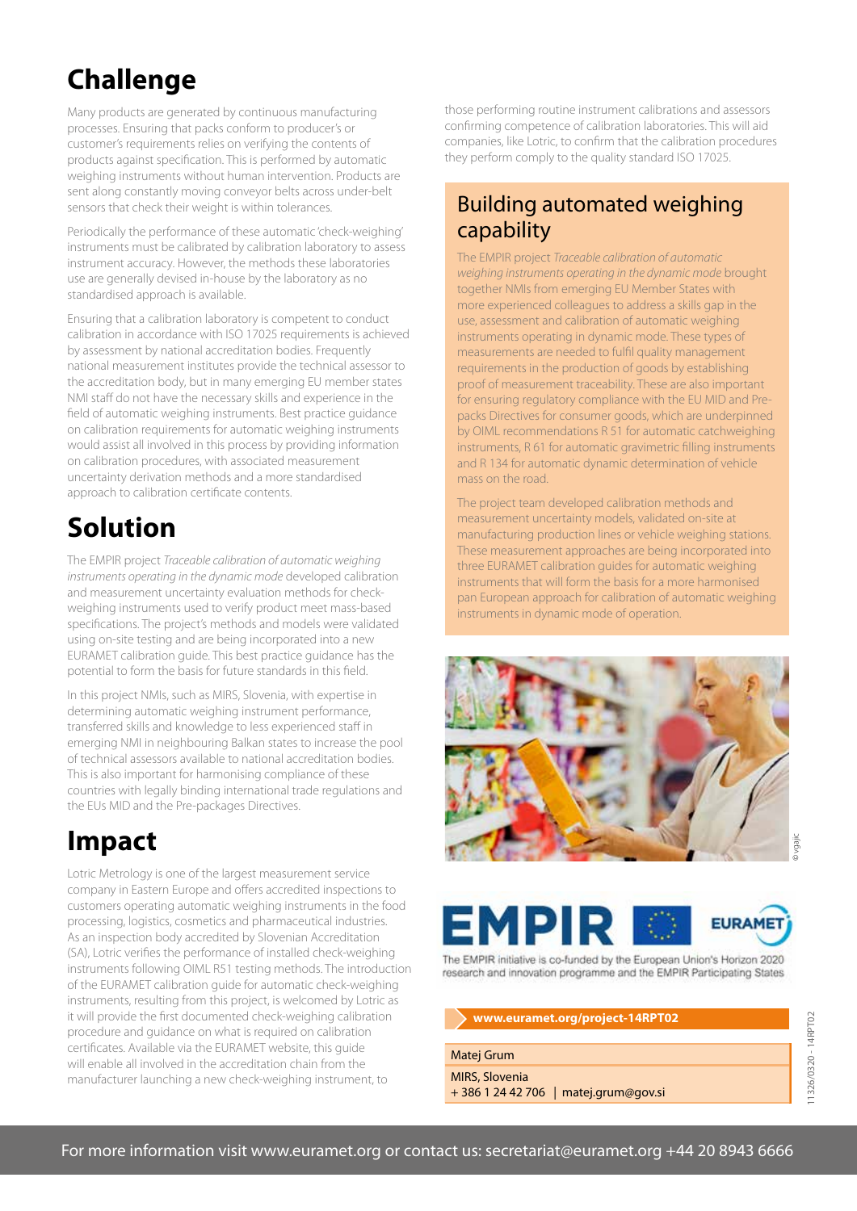# Challenge

Many products are generated by continuous manufacturing processes. Ensuring that packs conform to producer's or customer's requirements relies on verifying the contents of products against specification. This is performed by automatic weighing instruments without human intervention. Products are sent along constantly moving conveyor belts across under-belt sensors that check their weight is within tolerances.

Periodically the performance of these automatic 'check-weighing' instruments must be calibrated by calibration laboratory to assess instrument accuracy. However, the methods these laboratories use are generally devised in-house by the laboratory as no standardised approach is available.

Ensuring that a calibration laboratory is competent to conduct calibration in accordance with ISO 17025 requirements is achieved by assessment by national accreditation bodies. Frequently national measurement institutes provide the technical assessor to the accreditation body, but in many emerging EU member states NMI staff do not have the necessary skills and experience in the field of automatic weighing instruments. Best practice guidance on calibration requirements for automatic weighing instruments would assist all involved in this process by providing information on calibration procedures, with associated measurement uncertainty derivation methods and a more standardised approach to calibration certificate contents.

# Solution

The EMPIR project *Traceable calibration of automatic weighing instruments operating in the dynamic mode* developed calibration and measurement uncertainty evaluation methods for check-weighing instruments used to verify product meet mass-based specifications. The project's methods and models were validated using on-site testing and are being incorporated into a new EURAMET calibration guide. This best practice guidance has the potential to form the basis for future standards in this field.

In this project NMIs, such as MIRS, Slovenia, with expertise in determining automatic weighing instrument performance, transferred skills and knowledge to less experienced staff in emerging NMI in neighbouring Balkan states to increase the pool of technical assessors available to national accreditation bodies. This is also important for harmonising compliance of these countries with legally binding international trade regulations and the EUs MID and the Pre-packages Directives.

# Impact

Lotric Metrology is one of the largest measurement service company in Eastern Europe and offers accredited inspections to customers operating automatic weighing instruments in the food processing, logistics, cosmetics and pharmaceutical industries. As an inspection body accredited by Slovenian Accreditation (SA), Lotric verifies the performance of installed check-weighing instruments following OIML R51 testing methods. The introduction of the EURAMET calibration guide for automatic check-weighing instruments, resulting from this project, is welcomed by Lotric as it will provide the first documented check-weighing calibration procedure and guidance on what is required on calibration certificates. Available via the EURAMET website, this guide will enable all involved in the accreditation chain from the manufacturer launching a new check-weighing instrument, to those performing routine instrument calibrations and assessors confirming competence of calibration laboratories. This will aid companies, like Lotric, to confirm that the calibration procedures they perform comply to the quality standard ISO 17025.

## Building automated weighing capability

The EMPIR project *Traceable calibration of automatic weighing instruments operating in the dynamic mode* brought together NMIs from emerging EU Member States with more experienced colleagues to address a skills gap in the use, assessment and calibration of automatic weighing instruments operating in dynamic mode. These types of measurements are needed to fulfil quality management requirements in the production of goods by establishing proof of measurement traceability. These are also important for ensuring regulatory compliance with the EU MID and Pre-packs Directives for consumer goods, which are underpinned by OIML recommendations R 51 for automatic catchweighing instruments, R 61 for automatic gravimetric filling instruments and R 134 for automatic dynamic determination of vehicle mass on the road.

The project team developed calibration methods and measurement uncertainty models, validated on-site at manufacturing production lines or vehicle weighing stations. These measurement approaches are being incorporated into three EURAMET calibration guides for automatic weighing instruments that will form the basis for a more harmonised pan European approach for calibration of automatic weighing instruments in dynamic mode of operation.

© vgajic

EMPIR EURAMET

The EMPIR initiative is co-funded by the European Union's Horizon 2020 research and innovation programme and the EMPIR Participating States

**www.euramet.org/project-14RPT02**

Matej Grum

MIRS, Slovenia
+ 386 1 24 42 706 | matej.grum@gov.si

11326/0320 - 14RPT02

For more information visit www.euramet.org or contact us: secretariat@euramet.org +44 20 8943 6666